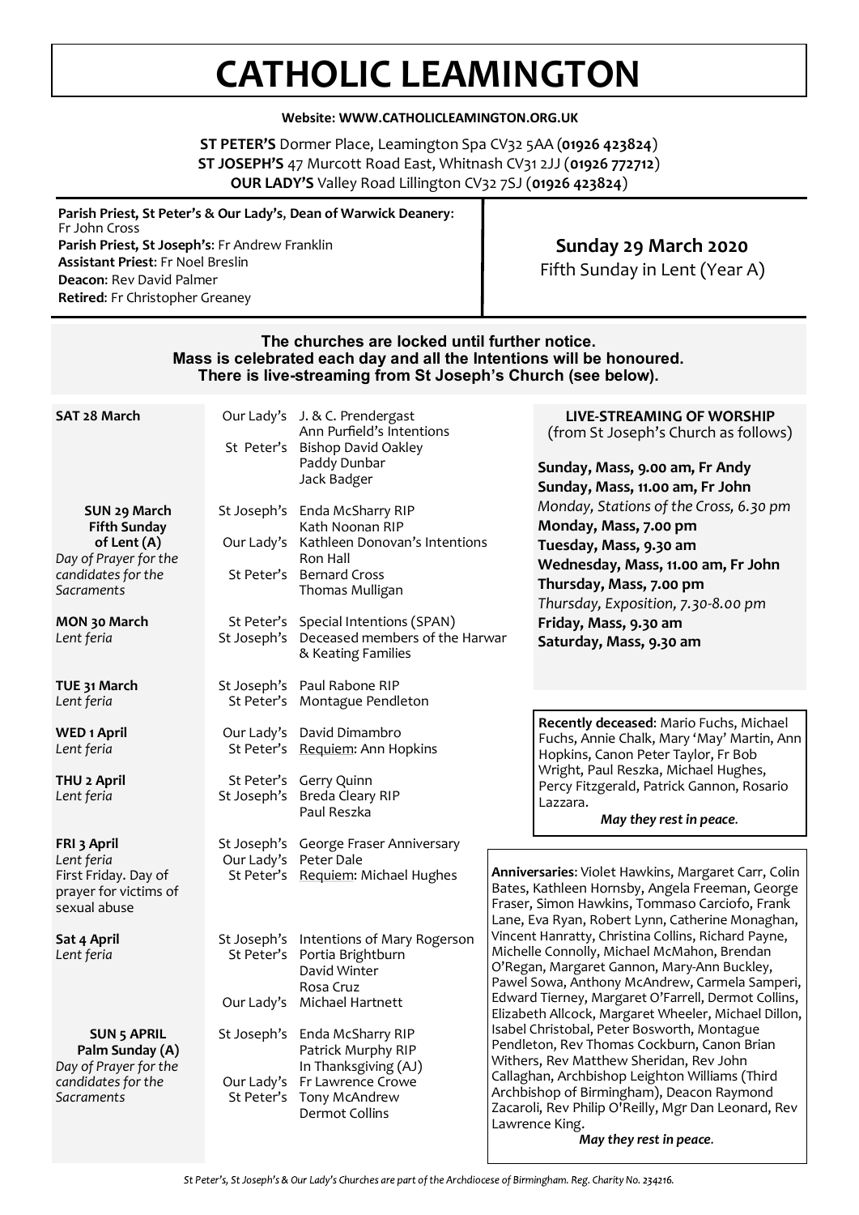# CATHOLIC LEAMINGTON

**Website: WWW.CATHOLICLEAMINGTON.ORG.UK**

**ST PETER'S** Dormer Place, Leamington Spa CV32 5AA (**01926 423824**)
**ST JOSEPH'S** 47 Murcott Road East, Whitnash CV31 2JJ (**01926 772712**)
**OUR LADY'S** Valley Road Lillington CV32 7SJ (**01926 423824**)

**Parish Priest, St Peter's & Our Lady's**, **Dean of Warwick Deanery**: Fr John Cross
**Parish Priest, St Joseph's**: Fr Andrew Franklin
**Assistant Priest**: Fr Noel Breslin
**Deacon**: Rev David Palmer
**Retired**: Fr Christopher Greaney

**Sunday 29 March 2020**
Fifth Sunday in Lent (Year A)

**The churches are locked until further notice.**
**Mass is celebrated each day and all the Intentions will be honoured.**
**There is live-streaming from St Joseph's Church (see below).**

| Day | Church | Intentions |
|---|---|---|
| **SAT 28 March** | Our Lady's | J. & C. Prendergast<br>Ann Purfield's Intentions |
| | St Peter's | Bishop David Oakley<br>Paddy Dunbar<br>Jack Badger |
| **SUN 29 March Fifth Sunday of Lent (A)**<br>*Day of Prayer for the candidates for the Sacraments* | St Joseph's | Enda McSharry RIP<br>Kath Noonan RIP |
| | Our Lady's | Kathleen Donovan's Intentions<br>Ron Hall |
| | St Peter's | Bernard Cross<br>Thomas Mulligan |
| **MON 30 March**<br>*Lent feria* | St Peter's | Special Intentions (SPAN) |
| | St Joseph's | Deceased members of the Harwar & Keating Families |
| **TUE 31 March**<br>*Lent feria* | St Joseph's | Paul Rabone RIP |
| | St Peter's | Montague Pendleton |
| **WED 1 April**<br>*Lent feria* | Our Lady's | David Dimambro |
| | St Peter's | Requiem: Ann Hopkins |
| **THU 2 April**<br>*Lent feria* | St Peter's | Gerry Quinn |
| | St Joseph's | Breda Cleary RIP<br>Paul Reszka |
| **FRI 3 April**<br>*Lent feria*<br>First Friday. Day of prayer for victims of sexual abuse | St Joseph's | George Fraser Anniversary |
| | Our Lady's | Peter Dale |
| | St Peter's | Requiem: Michael Hughes |
| **Sat 4 April**<br>*Lent feria* | St Joseph's | Intentions of Mary Rogerson |
| | St Peter's | Portia Brightburn<br>David Winter<br>Rosa Cruz |
| | Our Lady's | Michael Hartnett |
| **SUN 5 APRIL Palm Sunday (A)**<br>*Day of Prayer for the candidates for the Sacraments* | St Joseph's | Enda McSharry RIP<br>Patrick Murphy RIP<br>In Thanksgiving (AJ) |
| | Our Lady's | Fr Lawrence Crowe |
| | St Peter's | Tony McAndrew<br>Dermot Collins |

**LIVE-STREAMING OF WORSHIP**
(from St Joseph's Church as follows)

**Sunday, Mass, 9.00 am, Fr Andy**
**Sunday, Mass, 11.00 am, Fr John**
*Monday, Stations of the Cross, 6.30 pm*
**Monday, Mass, 7.00 pm**
**Tuesday, Mass, 9.30 am**
**Wednesday, Mass, 11.00 am, Fr John**
**Thursday, Mass, 7.00 pm**
*Thursday, Exposition, 7.30-8.00 pm*
**Friday, Mass, 9.30 am**
**Saturday, Mass, 9.30 am**

**Recently deceased**: Mario Fuchs, Michael Fuchs, Annie Chalk, Mary 'May' Martin, Ann Hopkins, Canon Peter Taylor, Fr Bob Wright, Paul Reszka, Michael Hughes, Percy Fitzgerald, Patrick Gannon, Rosario Lazzara.

*May they rest in peace.*

**Anniversaries**: Violet Hawkins, Margaret Carr, Colin Bates, Kathleen Hornsby, Angela Freeman, George Fraser, Simon Hawkins, Tommaso Carciofo, Frank Lane, Eva Ryan, Robert Lynn, Catherine Monaghan, Vincent Hanratty, Christina Collins, Richard Payne, Michelle Connolly, Michael McMahon, Brendan O'Regan, Margaret Gannon, Mary-Ann Buckley, Pawel Sowa, Anthony McAndrew, Carmela Samperi, Edward Tierney, Margaret O'Farrell, Dermot Collins, Elizabeth Allcock, Margaret Wheeler, Michael Dillon, Isabel Christobal, Peter Bosworth, Montague Pendleton, Rev Thomas Cockburn, Canon Brian Withers, Rev Matthew Sheridan, Rev John Callaghan, Archbishop Leighton Williams (Third Archbishop of Birmingham), Deacon Raymond Zacaroli, Rev Philip O'Reilly, Mgr Dan Leonard, Rev Lawrence King.

*May they rest in peace.*

*St Peter's, St Joseph's & Our Lady's Churches are part of the Archdiocese of Birmingham. Reg. Charity No. 234216.*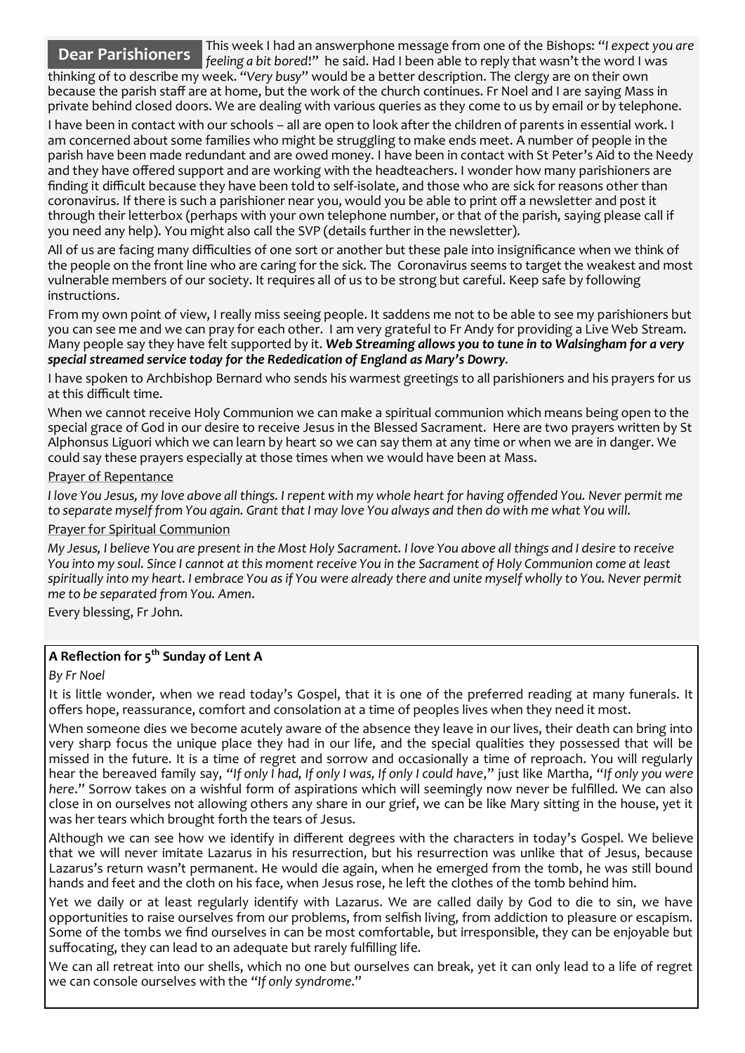## Dear Parishioners

This week I had an answerphone message from one of the Bishops: "*I expect you are feeling a bit bored*!" he said. Had I been able to reply that wasn't the word I was thinking of to describe my week. "*Very busy*" would be a better description. The clergy are on their own because the parish staff are at home, but the work of the church continues. Fr Noel and I are saying Mass in private behind closed doors. We are dealing with various queries as they come to us by email or by telephone.

I have been in contact with our schools – all are open to look after the children of parents in essential work. I am concerned about some families who might be struggling to make ends meet. A number of people in the parish have been made redundant and are owed money. I have been in contact with St Peter's Aid to the Needy and they have offered support and are working with the headteachers. I wonder how many parishioners are finding it difficult because they have been told to self-isolate, and those who are sick for reasons other than coronavirus. If there is such a parishioner near you, would you be able to print off a newsletter and post it through their letterbox (perhaps with your own telephone number, or that of the parish, saying please call if you need any help). You might also call the SVP (details further in the newsletter).

All of us are facing many difficulties of one sort or another but these pale into insignificance when we think of the people on the front line who are caring for the sick. The Coronavirus seems to target the weakest and most vulnerable members of our society. It requires all of us to be strong but careful. Keep safe by following instructions.

From my own point of view, I really miss seeing people. It saddens me not to be able to see my parishioners but you can see me and we can pray for each other. I am very grateful to Fr Andy for providing a Live Web Stream. Many people say they have felt supported by it. ***Web Streaming allows you to tune in to Walsingham for a very special streamed service today for the Rededication of England as Mary's Dowry***.

I have spoken to Archbishop Bernard who sends his warmest greetings to all parishioners and his prayers for us at this difficult time.

When we cannot receive Holy Communion we can make a spiritual communion which means being open to the special grace of God in our desire to receive Jesus in the Blessed Sacrament. Here are two prayers written by St Alphonsus Liguori which we can learn by heart so we can say them at any time or when we are in danger. We could say these prayers especially at those times when we would have been at Mass.

Prayer of Repentance

*I love You Jesus, my love above all things. I repent with my whole heart for having offended You. Never permit me to separate myself from You again. Grant that I may love You always and then do with me what You will.*

Prayer for Spiritual Communion

*My Jesus, I believe You are present in the Most Holy Sacrament. I love You above all things and I desire to receive You into my soul. Since I cannot at this moment receive You in the Sacrament of Holy Communion come at least spiritually into my heart. I embrace You as if You were already there and unite myself wholly to You. Never permit me to be separated from You. Amen*.

Every blessing, Fr John.

### A Reflection for 5th Sunday of Lent A

*By Fr Noel*

It is little wonder, when we read today's Gospel, that it is one of the preferred reading at many funerals. It offers hope, reassurance, comfort and consolation at a time of peoples lives when they need it most.

When someone dies we become acutely aware of the absence they leave in our lives, their death can bring into very sharp focus the unique place they had in our life, and the special qualities they possessed that will be missed in the future. It is a time of regret and sorrow and occasionally a time of reproach. You will regularly hear the bereaved family say, "*If only I had, If only I was, If only I could have*," just like Martha, "*If only you were here*." Sorrow takes on a wishful form of aspirations which will seemingly now never be fulfilled. We can also close in on ourselves not allowing others any share in our grief, we can be like Mary sitting in the house, yet it was her tears which brought forth the tears of Jesus.

Although we can see how we identify in different degrees with the characters in today's Gospel. We believe that we will never imitate Lazarus in his resurrection, but his resurrection was unlike that of Jesus, because Lazarus's return wasn't permanent. He would die again, when he emerged from the tomb, he was still bound hands and feet and the cloth on his face, when Jesus rose, he left the clothes of the tomb behind him.

Yet we daily or at least regularly identify with Lazarus. We are called daily by God to die to sin, we have opportunities to raise ourselves from our problems, from selfish living, from addiction to pleasure or escapism. Some of the tombs we find ourselves in can be most comfortable, but irresponsible, they can be enjoyable but suffocating, they can lead to an adequate but rarely fulfilling life.

We can all retreat into our shells, which no one but ourselves can break, yet it can only lead to a life of regret we can console ourselves with the "*If only syndrome*."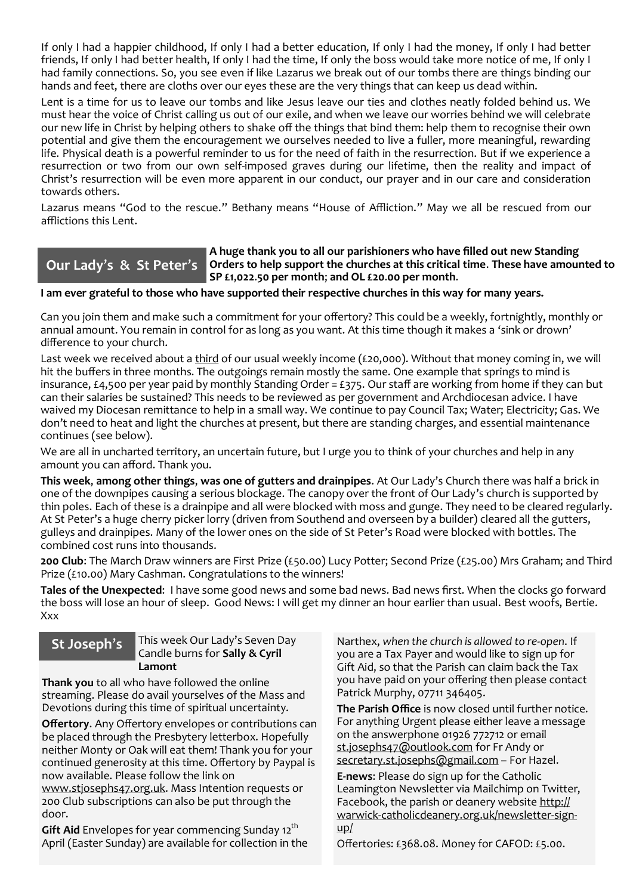If only I had a happier childhood, If only I had a better education, If only I had the money, If only I had better friends, If only I had better health, If only I had the time, If only the boss would take more notice of me, If only I had family connections. So, you see even if like Lazarus we break out of our tombs there are things binding our hands and feet, there are cloths over our eyes these are the very things that can keep us dead within.

Lent is a time for us to leave our tombs and like Jesus leave our ties and clothes neatly folded behind us. We must hear the voice of Christ calling us out of our exile, and when we leave our worries behind we will celebrate our new life in Christ by helping others to shake off the things that bind them: help them to recognise their own potential and give them the encouragement we ourselves needed to live a fuller, more meaningful, rewarding life. Physical death is a powerful reminder to us for the need of faith in the resurrection. But if we experience a resurrection or two from our own self-imposed graves during our lifetime, then the reality and impact of Christ's resurrection will be even more apparent in our conduct, our prayer and in our care and consideration towards others.

Lazarus means "God to the rescue." Bethany means "House of Affliction." May we all be rescued from our afflictions this Lent.

## Our Lady's & St Peter's

**A huge thank you to all our parishioners who have filled out new Standing Orders to help support the churches at this critical time. These have amounted to SP £1,022.50 per month; and OL £20.00 per month.**

**I am ever grateful to those who have supported their respective churches in this way for many years.**

Can you join them and make such a commitment for your offertory? This could be a weekly, fortnightly, monthly or annual amount. You remain in control for as long as you want. At this time though it makes a 'sink or drown' difference to your church.

Last week we received about a third of our usual weekly income (£20,000). Without that money coming in, we will hit the buffers in three months. The outgoings remain mostly the same. One example that springs to mind is insurance, £4,500 per year paid by monthly Standing Order = £375. Our staff are working from home if they can but can their salaries be sustained? This needs to be reviewed as per government and Archdiocesan advice. I have waived my Diocesan remittance to help in a small way. We continue to pay Council Tax; Water; Electricity; Gas. We don't need to heat and light the churches at present, but there are standing charges, and essential maintenance continues (see below).

We are all in uncharted territory, an uncertain future, but I urge you to think of your churches and help in any amount you can afford. Thank you.

**This week, among other things, was one of gutters and drainpipes**. At Our Lady's Church there was half a brick in one of the downpipes causing a serious blockage. The canopy over the front of Our Lady's church is supported by thin poles. Each of these is a drainpipe and all were blocked with moss and gunge. They need to be cleared regularly. At St Peter's a huge cherry picker lorry (driven from Southend and overseen by a builder) cleared all the gutters, gulleys and drainpipes. Many of the lower ones on the side of St Peter's Road were blocked with bottles. The combined cost runs into thousands.

**200 Club**: The March Draw winners are First Prize (£50.00) Lucy Potter; Second Prize (£25.00) Mrs Graham; and Third Prize (£10.00) Mary Cashman. Congratulations to the winners!

**Tales of the Unexpected**: I have some good news and some bad news. Bad news first. When the clocks go forward the boss will lose an hour of sleep. Good News: I will get my dinner an hour earlier than usual. Best woofs, Bertie. Xxx

## St Joseph's

This week Our Lady's Seven Day Candle burns for **Sally & Cyril Lamont**

**Thank you** to all who have followed the online streaming. Please do avail yourselves of the Mass and Devotions during this time of spiritual uncertainty.

**Offertory**. Any Offertory envelopes or contributions can be placed through the Presbytery letterbox. Hopefully neither Monty or Oak will eat them! Thank you for your continued generosity at this time. Offertory by Paypal is now available. Please follow the link on www.stjosephs47.org.uk. Mass Intention requests or 200 Club subscriptions can also be put through the door.

**Gift Aid** Envelopes for year commencing Sunday 12th April (Easter Sunday) are available for collection in the Narthex, *when the church is allowed to re-open*. If you are a Tax Payer and would like to sign up for Gift Aid, so that the Parish can claim back the Tax you have paid on your offering then please contact Patrick Murphy, 07711 346405.

**The Parish Office** is now closed until further notice. For anything Urgent please either leave a message on the answerphone 01926 772712 or email st.josephs47@outlook.com for Fr Andy or secretary.st.josephs@gmail.com – For Hazel.

**E-news**: Please do sign up for the Catholic Leamington Newsletter via Mailchimp on Twitter, Facebook, the parish or deanery website http://warwick-catholicdeanery.org.uk/newsletter-sign-up/

Offertories: £368.08. Money for CAFOD: £5.00.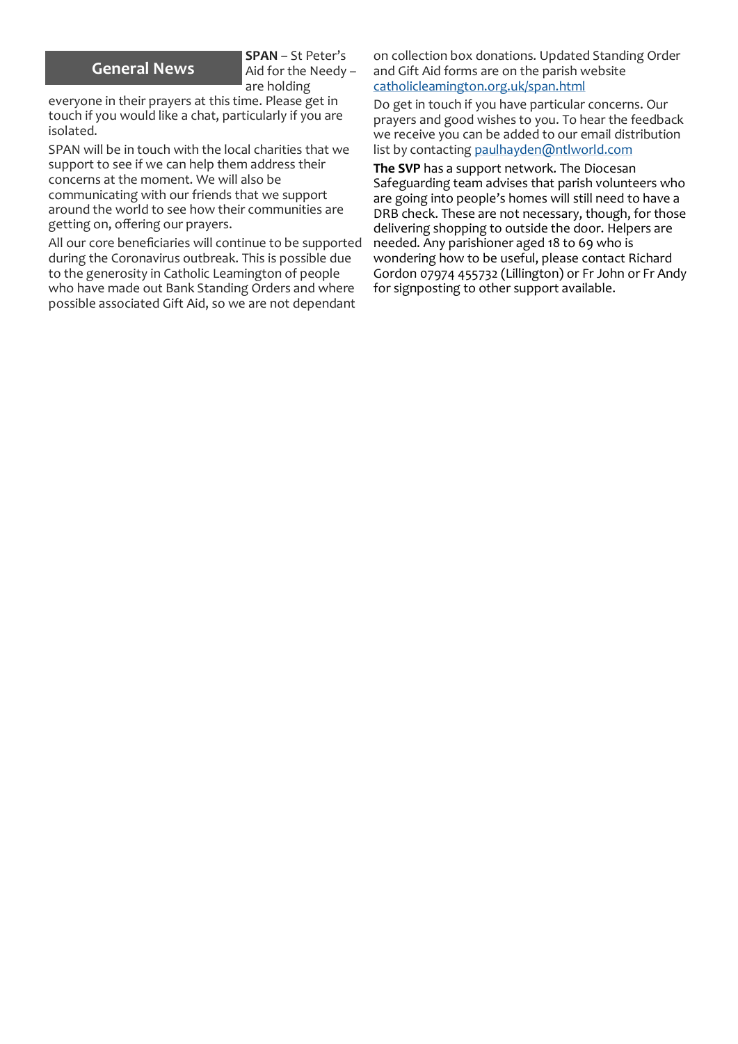## General News

**SPAN** – St Peter's Aid for the Needy – are holding everyone in their prayers at this time. Please get in touch if you would like a chat, particularly if you are isolated.

SPAN will be in touch with the local charities that we support to see if we can help them address their concerns at the moment. We will also be communicating with our friends that we support around the world to see how their communities are getting on, offering our prayers.

All our core beneficiaries will continue to be supported during the Coronavirus outbreak. This is possible due to the generosity in Catholic Leamington of people who have made out Bank Standing Orders and where possible associated Gift Aid, so we are not dependant on collection box donations. Updated Standing Order and Gift Aid forms are on the parish website catholicleamington.org.uk/span.html

Do get in touch if you have particular concerns. Our prayers and good wishes to you. To hear the feedback we receive you can be added to our email distribution list by contacting paulhayden@ntlworld.com

**The SVP** has a support network. The Diocesan Safeguarding team advises that parish volunteers who are going into people's homes will still need to have a DRB check. These are not necessary, though, for those delivering shopping to outside the door. Helpers are needed. Any parishioner aged 18 to 69 who is wondering how to be useful, please contact Richard Gordon 07974 455732 (Lillington) or Fr John or Fr Andy for signposting to other support available.